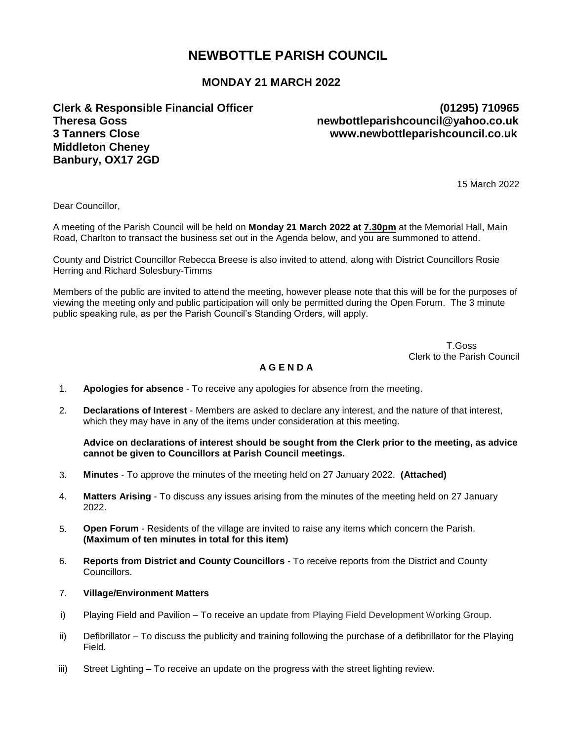# NEWBOTTLE PARISH COUNCIL

## MONDAY 21 MARCH 2022

**Clerk & Responsible Financial Officer**
**Theresa Goss**
**3 Tanners Close**
**Middleton Cheney**
**Banbury, OX17 2GD**

**(01295) 710965**
**newbottleparishcouncil@yahoo.co.uk**
**www.newbottleparishcouncil.co.uk**

15 March 2022

Dear Councillor,

A meeting of the Parish Council will be held on **Monday 21 March 2022 at 7.30pm** at the Memorial Hall, Main Road, Charlton to transact the business set out in the Agenda below, and you are summoned to attend.

County and District Councillor Rebecca Breese is also invited to attend, along with District Councillors Rosie Herring and Richard Solesbury-Timms

Members of the public are invited to attend the meeting, however please note that this will be for the purposes of viewing the meeting only and public participation will only be permitted during the Open Forum. The 3 minute public speaking rule, as per the Parish Council's Standing Orders, will apply.

T.Goss
Clerk to the Parish Council

**A G E N D A**

1. **Apologies for absence** - To receive any apologies for absence from the meeting.

2. **Declarations of Interest** - Members are asked to declare any interest, and the nature of that interest, which they may have in any of the items under consideration at this meeting.

   **Advice on declarations of interest should be sought from the Clerk prior to the meeting, as advice cannot be given to Councillors at Parish Council meetings.**

3. **Minutes** - To approve the minutes of the meeting held on 27 January 2022. **(Attached)**

4. **Matters Arising** - To discuss any issues arising from the minutes of the meeting held on 27 January 2022.

5. **Open Forum** - Residents of the village are invited to raise any items which concern the Parish. **(Maximum of ten minutes in total for this item)**

6. **Reports from District and County Councillors** - To receive reports from the District and County Councillors.

7. **Village/Environment Matters**

   i) Playing Field and Pavilion – To receive an update from Playing Field Development Working Group.

   ii) Defibrillator – To discuss the publicity and training following the purchase of a defibrillator for the Playing Field.

   iii) Street Lighting **–** To receive an update on the progress with the street lighting review.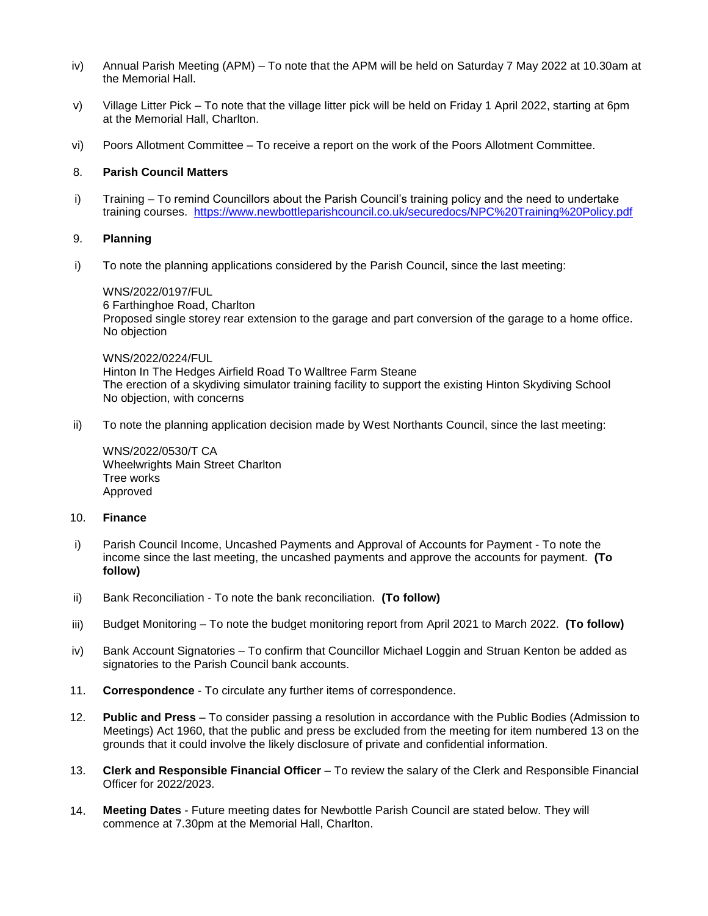iv) Annual Parish Meeting (APM) – To note that the APM will be held on Saturday 7 May 2022 at 10.30am at the Memorial Hall.

v) Village Litter Pick – To note that the village litter pick will be held on Friday 1 April 2022, starting at 6pm at the Memorial Hall, Charlton.

vi) Poors Allotment Committee – To receive a report on the work of the Poors Allotment Committee.

8. **Parish Council Matters**

i) Training – To remind Councillors about the Parish Council's training policy and the need to undertake training courses. https://www.newbottleparishcouncil.co.uk/securedocs/NPC%20Training%20Policy.pdf

9. **Planning**

i) To note the planning applications considered by the Parish Council, since the last meeting:

WNS/2022/0197/FUL
6 Farthinghoe Road, Charlton
Proposed single storey rear extension to the garage and part conversion of the garage to a home office.
No objection

WNS/2022/0224/FUL
Hinton In The Hedges Airfield Road To Walltree Farm Steane
The erection of a skydiving simulator training facility to support the existing Hinton Skydiving School
No objection, with concerns

ii) To note the planning application decision made by West Northants Council, since the last meeting:

WNS/2022/0530/T CA
Wheelwrights Main Street Charlton
Tree works
Approved

10. **Finance**

i) Parish Council Income, Uncashed Payments and Approval of Accounts for Payment - To note the income since the last meeting, the uncashed payments and approve the accounts for payment. **(To follow)**

ii) Bank Reconciliation - To note the bank reconciliation. **(To follow)**

iii) Budget Monitoring – To note the budget monitoring report from April 2021 to March 2022. **(To follow)**

iv) Bank Account Signatories – To confirm that Councillor Michael Loggin and Struan Kenton be added as signatories to the Parish Council bank accounts.

11. **Correspondence** - To circulate any further items of correspondence.

12. **Public and Press** – To consider passing a resolution in accordance with the Public Bodies (Admission to Meetings) Act 1960, that the public and press be excluded from the meeting for item numbered 13 on the grounds that it could involve the likely disclosure of private and confidential information.

13. **Clerk and Responsible Financial Officer** – To review the salary of the Clerk and Responsible Financial Officer for 2022/2023.

14. **Meeting Dates** - Future meeting dates for Newbottle Parish Council are stated below. They will commence at 7.30pm at the Memorial Hall, Charlton.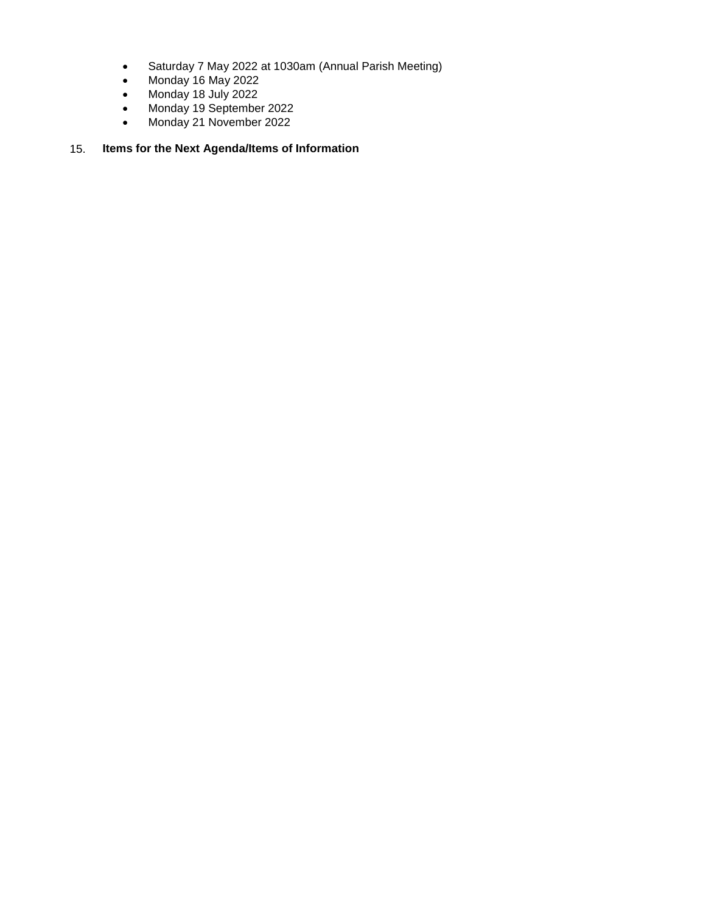- Saturday 7 May 2022 at 1030am (Annual Parish Meeting)
- Monday 16 May 2022
- Monday 18 July 2022
- Monday 19 September 2022
- Monday 21 November 2022

15. **Items for the Next Agenda/Items of Information**